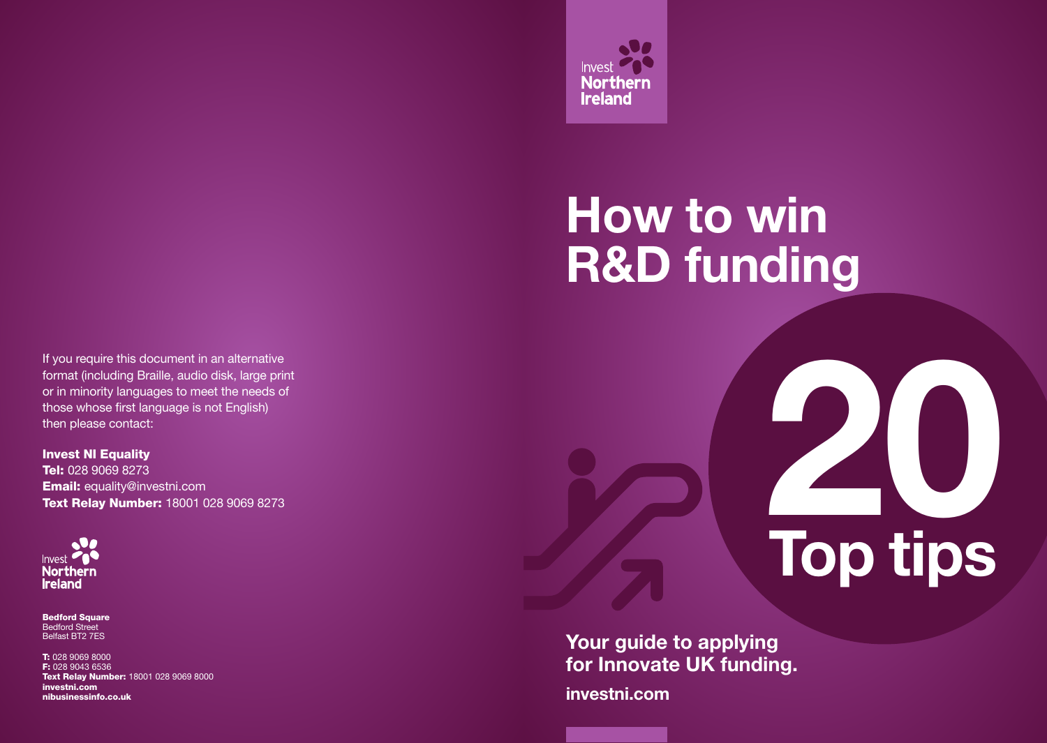Invest Northern Ireland

# How to win R&D funding

# 20 Top tips

**Your guide to applying for Innovate UK funding.**

**investni.com**

If you require this document in an alternative format (including Braille, audio disk, large print or in minority languages to meet the needs of those whose first language is not English) then please contact:

**Invest NI Equality**
**Tel:** 028 9069 8273
**Email:** equality@investni.com
**Text Relay Number:** 18001 028 9069 8273

Invest Northern Ireland

**Bedford Square**
Bedford Street
Belfast BT2 7ES

**T:** 028 9069 8000
**F:** 028 9043 6536
**Text Relay Number:** 18001 028 9069 8000
**investni.com**
**nibusinessinfo.co.uk**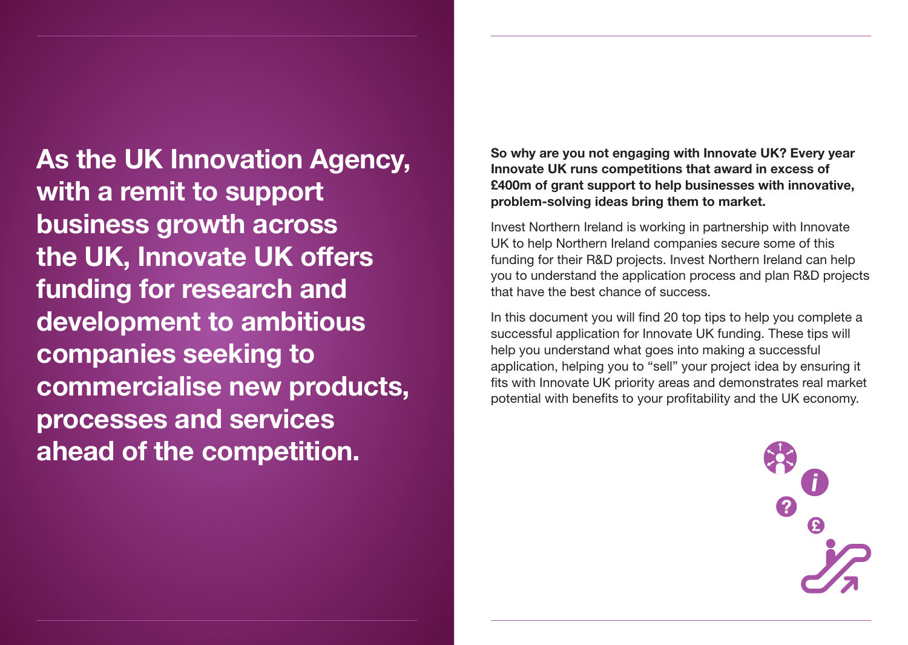**As the UK Innovation Agency, with a remit to support business growth across the UK, Innovate UK offers funding for research and development to ambitious companies seeking to commercialise new products, processes and services ahead of the competition.**

**So why are you not engaging with Innovate UK? Every year Innovate UK runs competitions that award in excess of £400m of grant support to help businesses with innovative, problem-solving ideas bring them to market.**

Invest Northern Ireland is working in partnership with Innovate UK to help Northern Ireland companies secure some of this funding for their R&D projects. Invest Northern Ireland can help you to understand the application process and plan R&D projects that have the best chance of success.

In this document you will find 20 top tips to help you complete a successful application for Innovate UK funding. These tips will help you understand what goes into making a successful application, helping you to "sell" your project idea by ensuring it fits with Innovate UK priority areas and demonstrates real market potential with benefits to your profitability and the UK economy.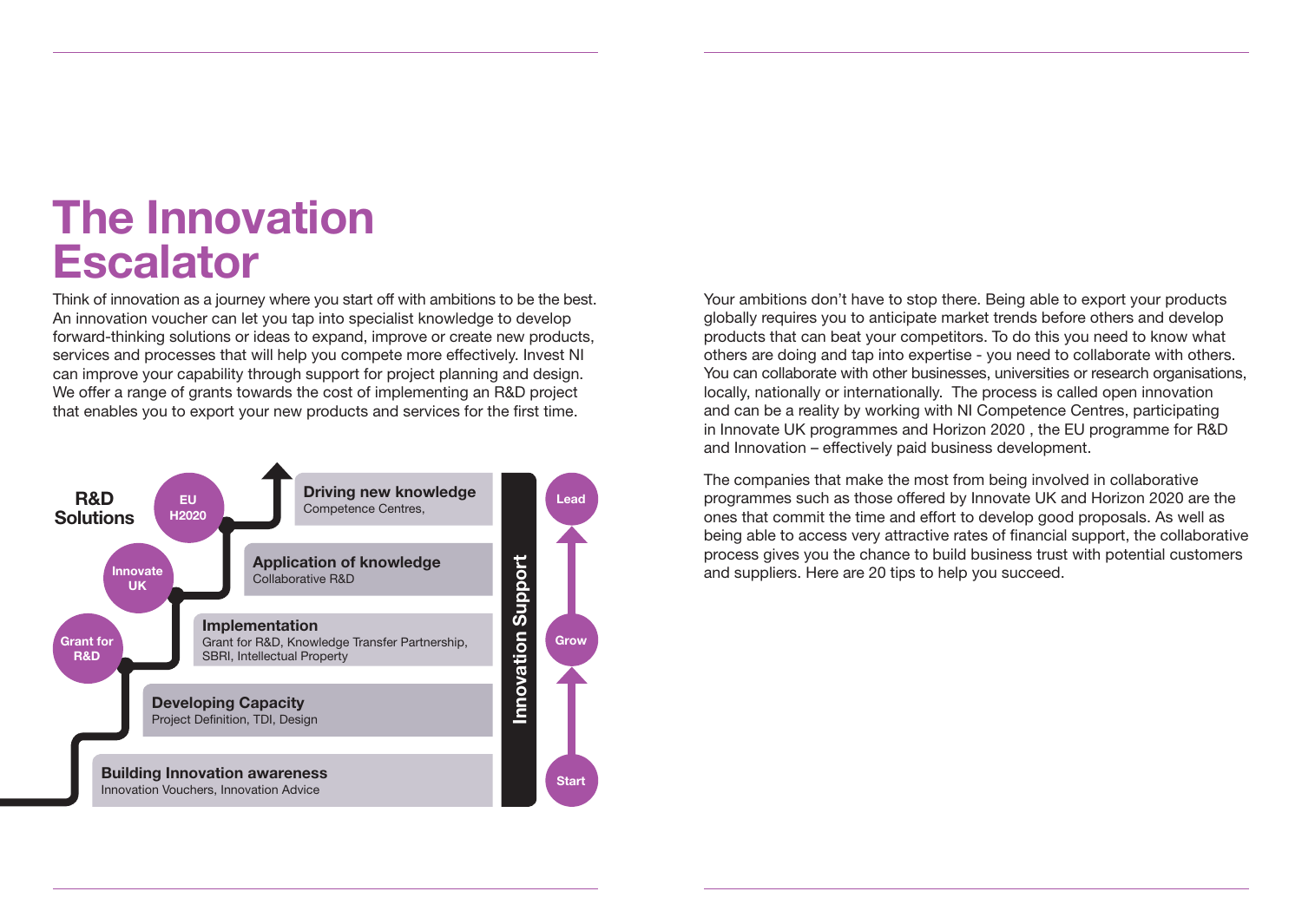# The Innovation Escalator

Think of innovation as a journey where you start off with ambitions to be the best. An innovation voucher can let you tap into specialist knowledge to develop forward-thinking solutions or ideas to expand, improve or create new products, services and processes that will help you compete more effectively. Invest NI can improve your capability through support for project planning and design. We offer a range of grants towards the cost of implementing an R&D project that enables you to export your new products and services for the first time.

R&D Solutions

EU H2020

Innovate UK

Grant for R&D

**Driving new knowledge**
Competence Centres,

**Application of knowledge**
Collaborative R&D

**Implementation**
Grant for R&D, Knowledge Transfer Partnership, SBRI, Intellectual Property

**Developing Capacity**
Project Definition, TDI, Design

**Building Innovation awareness**
Innovation Vouchers, Innovation Advice

Innovation Support

Lead

Grow

Start

Your ambitions don't have to stop there. Being able to export your products globally requires you to anticipate market trends before others and develop products that can beat your competitors. To do this you need to know what others are doing and tap into expertise - you need to collaborate with others. You can collaborate with other businesses, universities or research organisations, locally, nationally or internationally. The process is called open innovation and can be a reality by working with NI Competence Centres, participating in Innovate UK programmes and Horizon 2020 , the EU programme for R&D and Innovation – effectively paid business development.

The companies that make the most from being involved in collaborative programmes such as those offered by Innovate UK and Horizon 2020 are the ones that commit the time and effort to develop good proposals. As well as being able to access very attractive rates of financial support, the collaborative process gives you the chance to build business trust with potential customers and suppliers. Here are 20 tips to help you succeed.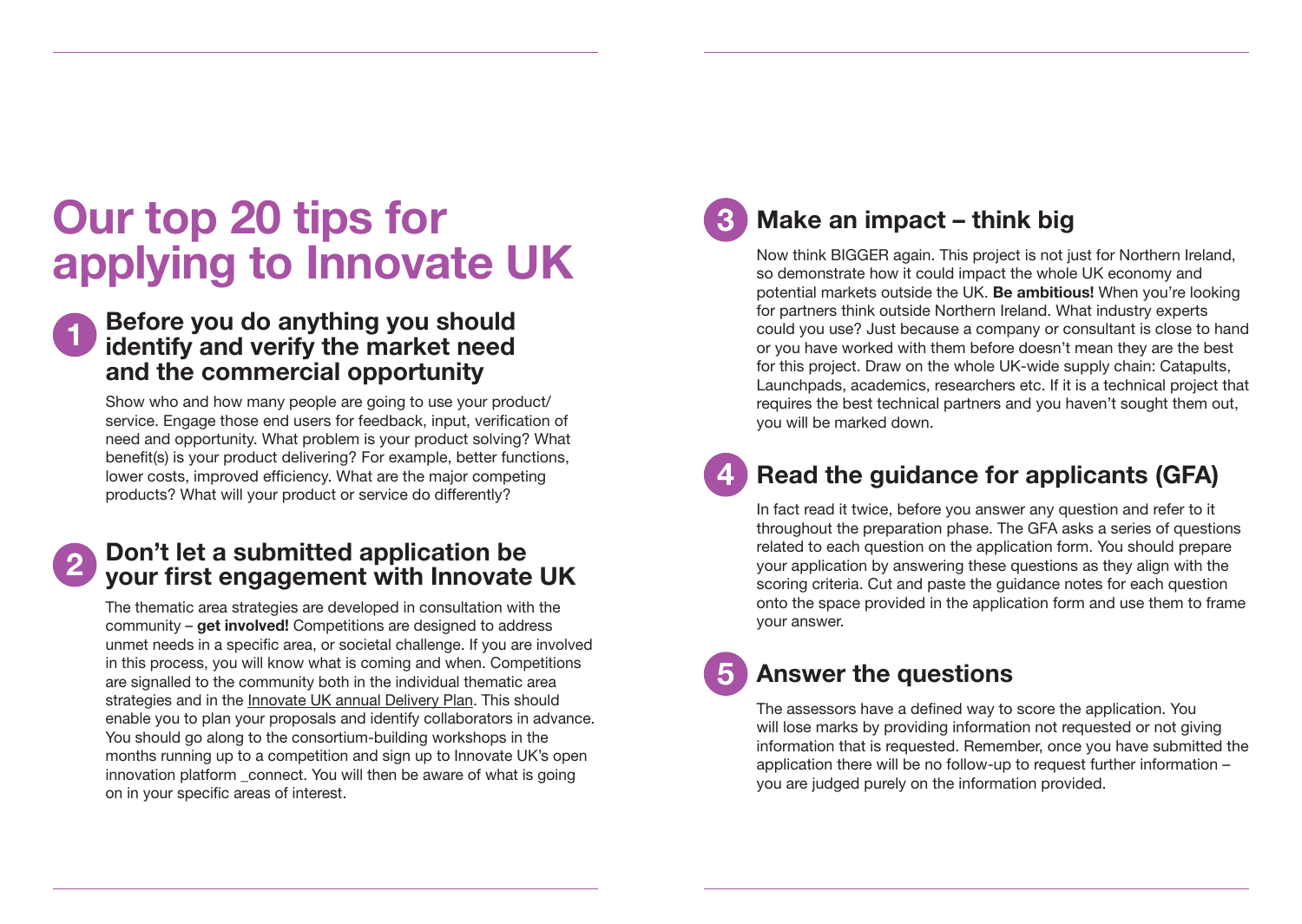# Our top 20 tips for applying to Innovate UK

## 1 Before you do anything you should identify and verify the market need and the commercial opportunity

Show who and how many people are going to use your product/service. Engage those end users for feedback, input, verification of need and opportunity. What problem is your product solving? What benefit(s) is your product delivering? For example, better functions, lower costs, improved efficiency. What are the major competing products? What will your product or service do differently?

## 2 Don't let a submitted application be your first engagement with Innovate UK

The thematic area strategies are developed in consultation with the community – **get involved!** Competitions are designed to address unmet needs in a specific area, or societal challenge. If you are involved in this process, you will know what is coming and when. Competitions are signalled to the community both in the individual thematic area strategies and in the Innovate UK annual Delivery Plan. This should enable you to plan your proposals and identify collaborators in advance. You should go along to the consortium-building workshops in the months running up to a competition and sign up to Innovate UK's open innovation platform _connect. You will then be aware of what is going on in your specific areas of interest.

## 3 Make an impact – think big

Now think BIGGER again. This project is not just for Northern Ireland, so demonstrate how it could impact the whole UK economy and potential markets outside the UK. **Be ambitious!** When you're looking for partners think outside Northern Ireland. What industry experts could you use? Just because a company or consultant is close to hand or you have worked with them before doesn't mean they are the best for this project. Draw on the whole UK-wide supply chain: Catapults, Launchpads, academics, researchers etc. If it is a technical project that requires the best technical partners and you haven't sought them out, you will be marked down.

## 4 Read the guidance for applicants (GFA)

In fact read it twice, before you answer any question and refer to it throughout the preparation phase. The GFA asks a series of questions related to each question on the application form. You should prepare your application by answering these questions as they align with the scoring criteria. Cut and paste the guidance notes for each question onto the space provided in the application form and use them to frame your answer.

## 5 Answer the questions

The assessors have a defined way to score the application. You will lose marks by providing information not requested or not giving information that is requested. Remember, once you have submitted the application there will be no follow-up to request further information – you are judged purely on the information provided.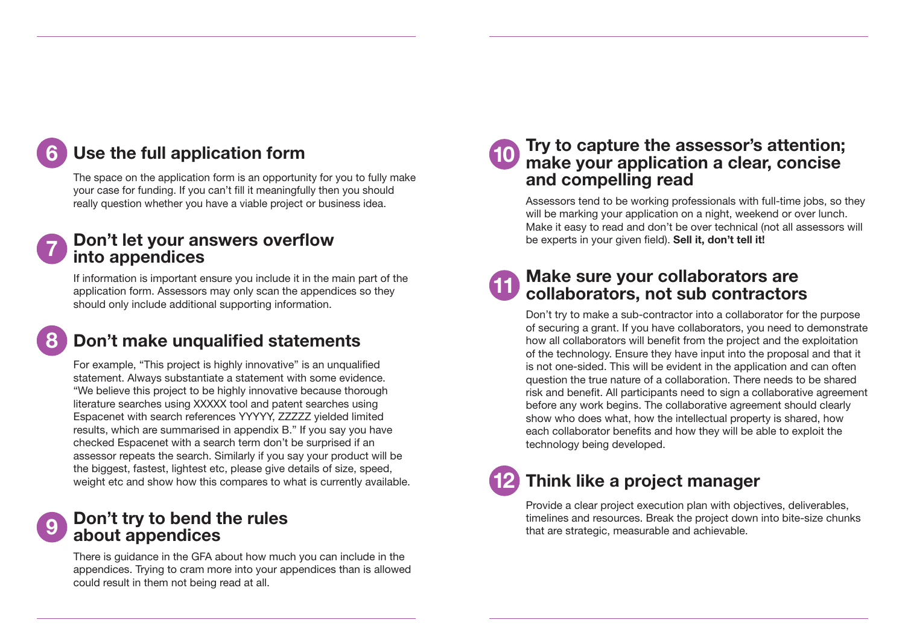## 6 Use the full application form

The space on the application form is an opportunity for you to fully make your case for funding. If you can't fill it meaningfully then you should really question whether you have a viable project or business idea.

## 7 Don't let your answers overflow into appendices

If information is important ensure you include it in the main part of the application form. Assessors may only scan the appendices so they should only include additional supporting information.

## 8 Don't make unqualified statements

For example, "This project is highly innovative" is an unqualified statement. Always substantiate a statement with some evidence. "We believe this project to be highly innovative because thorough literature searches using XXXXX tool and patent searches using Espacenet with search references YYYYY, ZZZZZ yielded limited results, which are summarised in appendix B." If you say you have checked Espacenet with a search term don't be surprised if an assessor repeats the search. Similarly if you say your product will be the biggest, fastest, lightest etc, please give details of size, speed, weight etc and show how this compares to what is currently available.

## 9 Don't try to bend the rules about appendices

There is guidance in the GFA about how much you can include in the appendices. Trying to cram more into your appendices than is allowed could result in them not being read at all.

## 10 Try to capture the assessor's attention; make your application a clear, concise and compelling read

Assessors tend to be working professionals with full-time jobs, so they will be marking your application on a night, weekend or over lunch. Make it easy to read and don't be over technical (not all assessors will be experts in your given field). **Sell it, don't tell it!**

## 11 Make sure your collaborators are collaborators, not sub contractors

Don't try to make a sub-contractor into a collaborator for the purpose of securing a grant. If you have collaborators, you need to demonstrate how all collaborators will benefit from the project and the exploitation of the technology. Ensure they have input into the proposal and that it is not one-sided. This will be evident in the application and can often question the true nature of a collaboration. There needs to be shared risk and benefit. All participants need to sign a collaborative agreement before any work begins. The collaborative agreement should clearly show who does what, how the intellectual property is shared, how each collaborator benefits and how they will be able to exploit the technology being developed.

## 12 Think like a project manager

Provide a clear project execution plan with objectives, deliverables, timelines and resources. Break the project down into bite-size chunks that are strategic, measurable and achievable.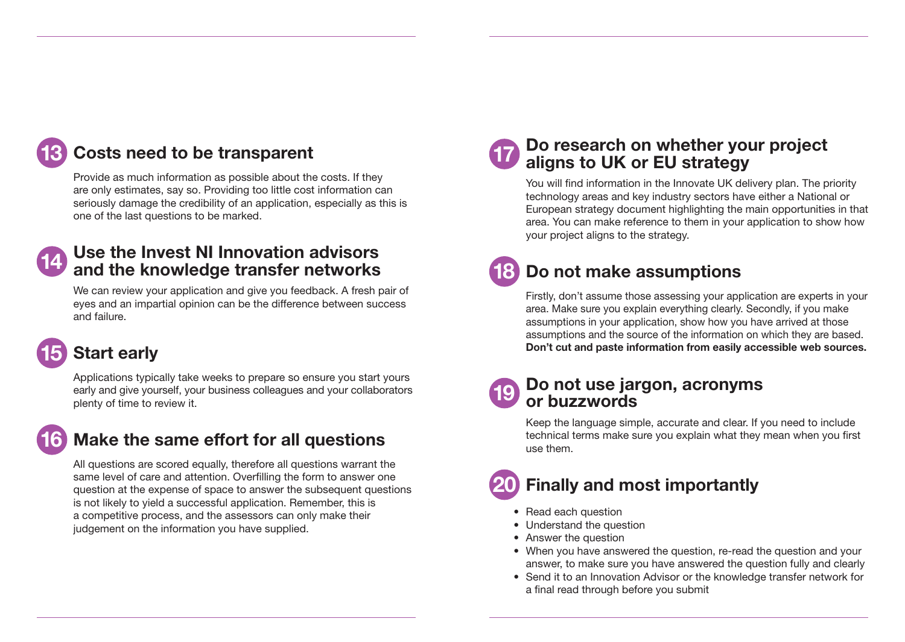## 13 Costs need to be transparent

Provide as much information as possible about the costs. If they are only estimates, say so. Providing too little cost information can seriously damage the credibility of an application, especially as this is one of the last questions to be marked.

## 14 Use the Invest NI Innovation advisors and the knowledge transfer networks

We can review your application and give you feedback. A fresh pair of eyes and an impartial opinion can be the difference between success and failure.

## 15 Start early

Applications typically take weeks to prepare so ensure you start yours early and give yourself, your business colleagues and your collaborators plenty of time to review it.

## 16 Make the same effort for all questions

All questions are scored equally, therefore all questions warrant the same level of care and attention. Overfilling the form to answer one question at the expense of space to answer the subsequent questions is not likely to yield a successful application. Remember, this is a competitive process, and the assessors can only make their judgement on the information you have supplied.

## 17 Do research on whether your project aligns to UK or EU strategy

You will find information in the Innovate UK delivery plan. The priority technology areas and key industry sectors have either a National or European strategy document highlighting the main opportunities in that area. You can make reference to them in your application to show how your project aligns to the strategy.

## 18 Do not make assumptions

Firstly, don't assume those assessing your application are experts in your area. Make sure you explain everything clearly. Secondly, if you make assumptions in your application, show how you have arrived at those assumptions and the source of the information on which they are based. **Don't cut and paste information from easily accessible web sources.**

## 19 Do not use jargon, acronyms or buzzwords

Keep the language simple, accurate and clear. If you need to include technical terms make sure you explain what they mean when you first use them.

## 20 Finally and most importantly

- Read each question
- Understand the question
- Answer the question
- When you have answered the question, re-read the question and your answer, to make sure you have answered the question fully and clearly
- Send it to an Innovation Advisor or the knowledge transfer network for a final read through before you submit